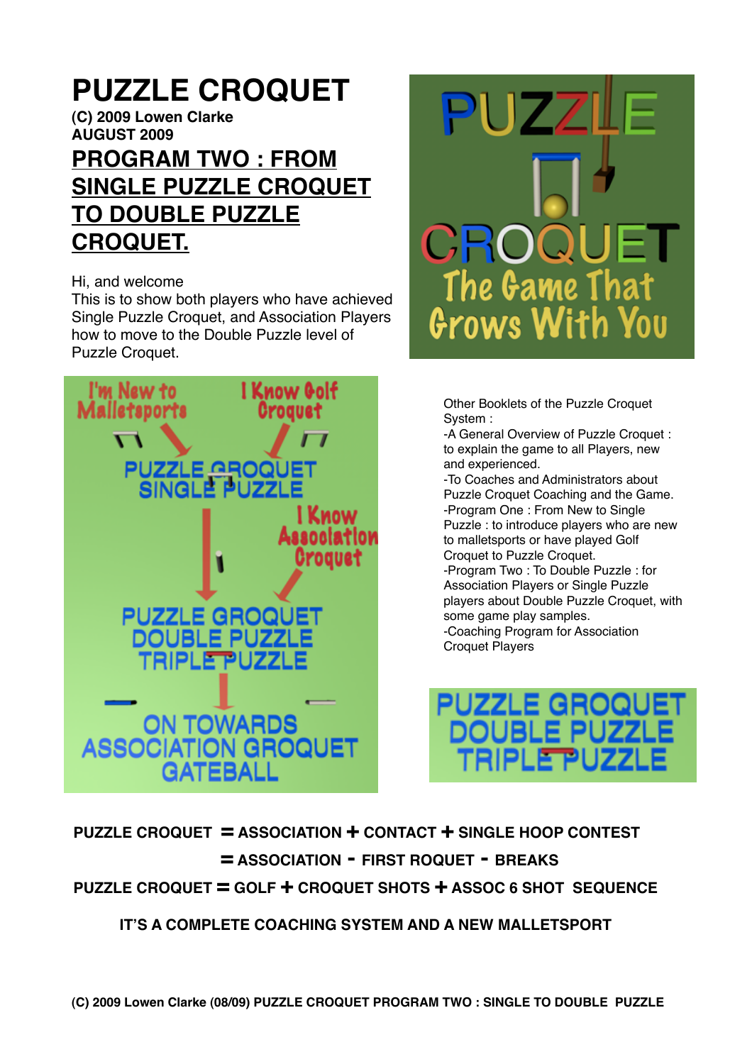# PUZZLE CROQUET

**(C) 2009 Lowen Clarke**
**AUGUST 2009**

## PROGRAM TWO : FROM SINGLE PUZZLE CROQUET TO DOUBLE PUZZLE CROQUET.

Hi, and welcome
This is to show both players who have achieved Single Puzzle Croquet, and Association Players how to move to the Double Puzzle level of Puzzle Croquet.

Other Booklets of the Puzzle Croquet System :

- A General Overview of Puzzle Croquet : to explain the game to all Players, new and experienced.
- To Coaches and Administrators about Puzzle Croquet Coaching and the Game.
- Program One : From New to Single Puzzle : to introduce players who are new to malletsports or have played Golf Croquet to Puzzle Croquet.
- Program Two : To Double Puzzle : for Association Players or Single Puzzle players about Double Puzzle Croquet, with some game play samples.
- Coaching Program for Association Croquet Players

**PUZZLE CROQUET = ASSOCIATION + CONTACT + SINGLE HOOP CONTEST**

**= ASSOCIATION - FIRST ROQUET - BREAKS**

**PUZZLE CROQUET = GOLF + CROQUET SHOTS + ASSOC 6 SHOT SEQUENCE**

**IT'S A COMPLETE COACHING SYSTEM AND A NEW MALLETSPORT**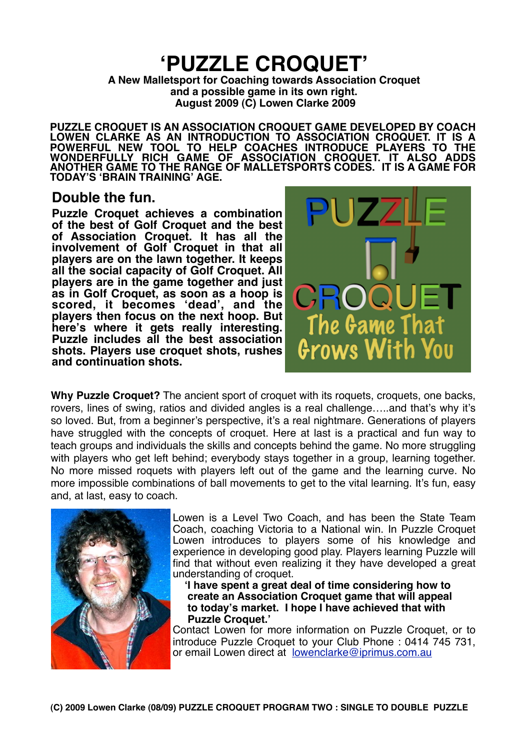# 'PUZZLE CROQUET'

**A New Malletsport for Coaching towards Association Croquet and a possible game in its own right. August 2009 (C) Lowen Clarke 2009**

**PUZZLE CROQUET IS AN ASSOCIATION CROQUET GAME DEVELOPED BY COACH LOWEN CLARKE AS AN INTRODUCTION TO ASSOCIATION CROQUET. IT IS A POWERFUL NEW TOOL TO HELP COACHES INTRODUCE PLAYERS TO THE WONDERFULLY RICH GAME OF ASSOCIATION CROQUET. IT ALSO ADDS ANOTHER GAME TO THE RANGE OF MALLETSPORTS CODES. IT IS A GAME FOR TODAY'S 'BRAIN TRAINING' AGE.**

## Double the fun.

**Puzzle Croquet achieves a combination of the best of Golf Croquet and the best of Association Croquet. It has all the involvement of Golf Croquet in that all players are on the lawn together. It keeps all the social capacity of Golf Croquet. All players are in the game together and just as in Golf Croquet, as soon as a hoop is scored, it becomes 'dead', and the players then focus on the next hoop. But here's where it gets really interesting. Puzzle includes all the best association shots. Players use croquet shots, rushes and continuation shots.**

PUZZLE CROQUET The Game That Grows With You

**Why Puzzle Croquet?** The ancient sport of croquet with its roquets, croquets, one backs, rovers, lines of swing, ratios and divided angles is a real challenge…..and that's why it's so loved. But, from a beginner's perspective, it's a real nightmare. Generations of players have struggled with the concepts of croquet. Here at last is a practical and fun way to teach groups and individuals the skills and concepts behind the game. No more struggling with players who get left behind; everybody stays together in a group, learning together. No more missed roquets with players left out of the game and the learning curve. No more impossible combinations of ball movements to get to the vital learning. It's fun, easy and, at last, easy to coach.

Lowen is a Level Two Coach, and has been the State Team Coach, coaching Victoria to a National win. In Puzzle Croquet Lowen introduces to players some of his knowledge and experience in developing good play. Players learning Puzzle will find that without even realizing it they have developed a great understanding of croquet.

> **'I have spent a great deal of time considering how to create an Association Croquet game that will appeal to today's market. I hope I have achieved that with Puzzle Croquet.'**

Contact Lowen for more information on Puzzle Croquet, or to introduce Puzzle Croquet to your Club Phone : 0414 745 731, or email Lowen direct at lowenclarke@iprimus.com.au

**(C) 2009 Lowen Clarke (08/09) PUZZLE CROQUET PROGRAM TWO : SINGLE TO DOUBLE PUZZLE**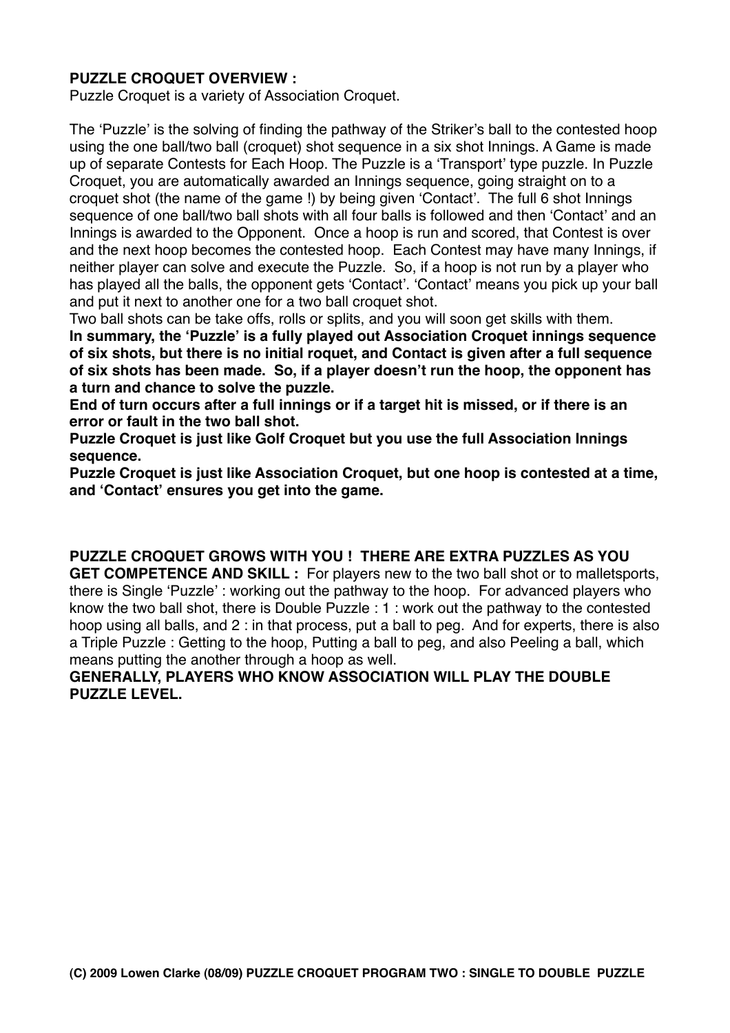**PUZZLE CROQUET OVERVIEW :**
Puzzle Croquet is a variety of Association Croquet.

The 'Puzzle' is the solving of finding the pathway of the Striker's ball to the contested hoop using the one ball/two ball (croquet) shot sequence in a six shot Innings. A Game is made up of separate Contests for Each Hoop. The Puzzle is a 'Transport' type puzzle. In Puzzle Croquet, you are automatically awarded an Innings sequence, going straight on to a croquet shot (the name of the game !) by being given 'Contact'. The full 6 shot Innings sequence of one ball/two ball shots with all four balls is followed and then 'Contact' and an Innings is awarded to the Opponent. Once a hoop is run and scored, that Contest is over and the next hoop becomes the contested hoop. Each Contest may have many Innings, if neither player can solve and execute the Puzzle. So, if a hoop is not run by a player who has played all the balls, the opponent gets 'Contact'. 'Contact' means you pick up your ball and put it next to another one for a two ball croquet shot.
Two ball shots can be take offs, rolls or splits, and you will soon get skills with them.
**In summary, the 'Puzzle' is a fully played out Association Croquet innings sequence of six shots, but there is no initial roquet, and Contact is given after a full sequence of six shots has been made. So, if a player doesn't run the hoop, the opponent has a turn and chance to solve the puzzle.**
**End of turn occurs after a full innings or if a target hit is missed, or if there is an error or fault in the two ball shot.**
**Puzzle Croquet is just like Golf Croquet but you use the full Association Innings sequence.**
**Puzzle Croquet is just like Association Croquet, but one hoop is contested at a time, and 'Contact' ensures you get into the game.**

**PUZZLE CROQUET GROWS WITH YOU ! THERE ARE EXTRA PUZZLES AS YOU GET COMPETENCE AND SKILL :** For players new to the two ball shot or to malletsports, there is Single 'Puzzle' : working out the pathway to the hoop. For advanced players who know the two ball shot, there is Double Puzzle : 1 : work out the pathway to the contested hoop using all balls, and 2 : in that process, put a ball to peg. And for experts, there is also a Triple Puzzle : Getting to the hoop, Putting a ball to peg, and also Peeling a ball, which means putting the another through a hoop as well.
**GENERALLY, PLAYERS WHO KNOW ASSOCIATION WILL PLAY THE DOUBLE PUZZLE LEVEL.**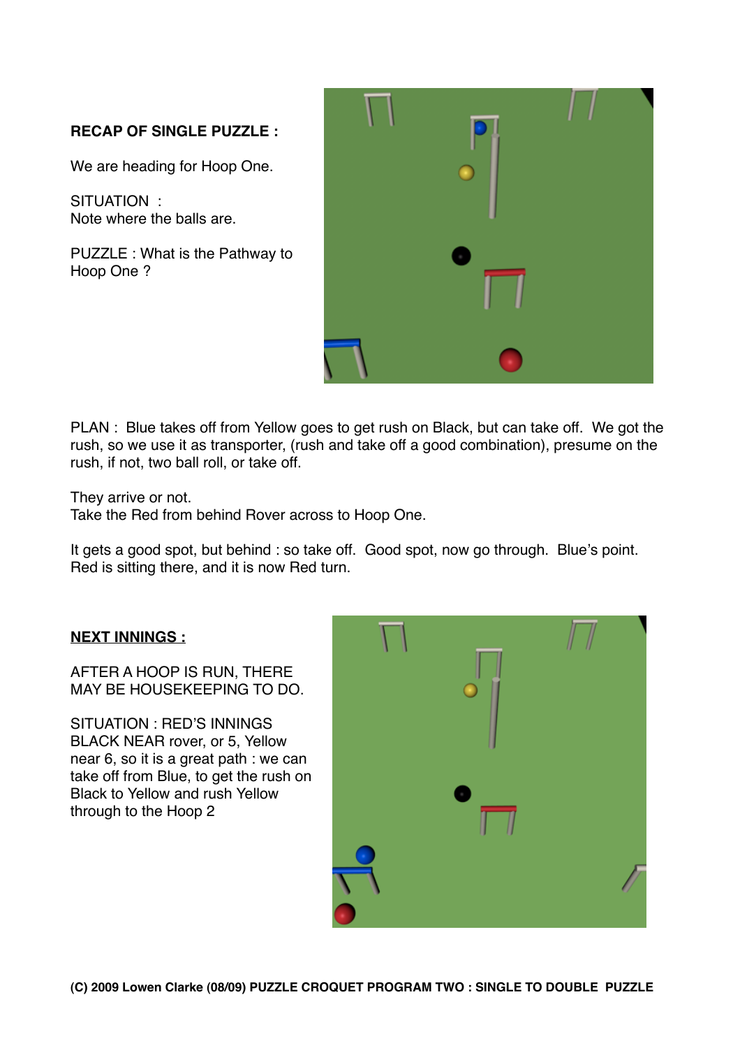**RECAP OF SINGLE PUZZLE :**

We are heading for Hoop One.

SITUATION :
Note where the balls are.

PUZZLE : What is the Pathway to Hoop One ?

PLAN : Blue takes off from Yellow goes to get rush on Black, but can take off. We got the rush, so we use it as transporter, (rush and take off a good combination), presume on the rush, if not, two ball roll, or take off.

They arrive or not.
Take the Red from behind Rover across to Hoop One.

It gets a good spot, but behind : so take off. Good spot, now go through. Blue's point. Red is sitting there, and it is now Red turn.

**<u>NEXT INNINGS :</u>**

AFTER A HOOP IS RUN, THERE MAY BE HOUSEKEEPING TO DO.

SITUATION : RED'S INNINGS
BLACK NEAR rover, or 5, Yellow near 6, so it is a great path : we can take off from Blue, to get the rush on Black to Yellow and rush Yellow through to the Hoop 2

**(C) 2009 Lowen Clarke (08/09) PUZZLE CROQUET PROGRAM TWO : SINGLE TO DOUBLE PUZZLE**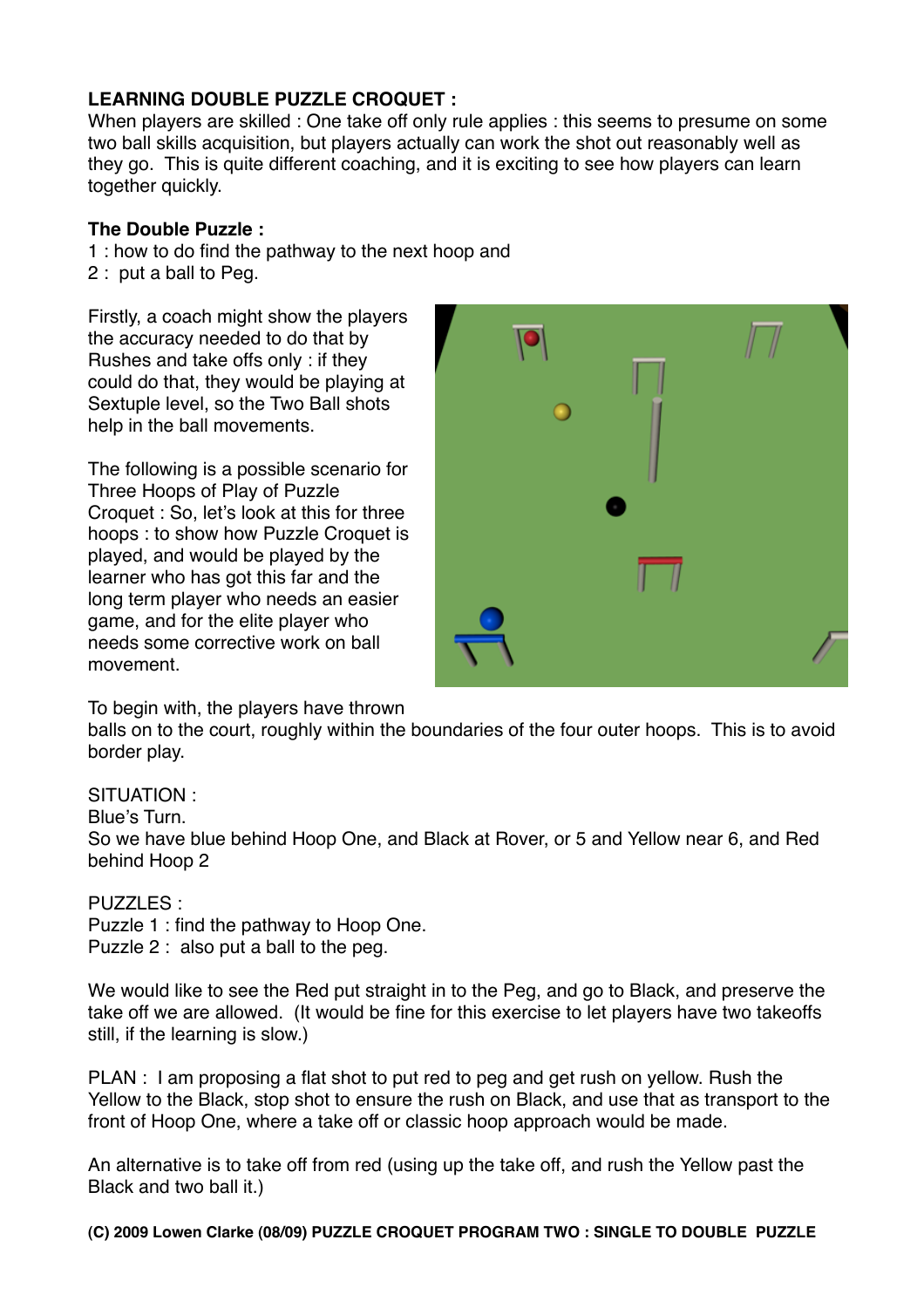**LEARNING DOUBLE PUZZLE CROQUET :**
When players are skilled : One take off only rule applies : this seems to presume on some two ball skills acquisition, but players actually can work the shot out reasonably well as they go. This is quite different coaching, and it is exciting to see how players can learn together quickly.

**The Double Puzzle :**
1 : how to do find the pathway to the next hoop and
2 : put a ball to Peg.

Firstly, a coach might show the players the accuracy needed to do that by Rushes and take offs only : if they could do that, they would be playing at Sextuple level, so the Two Ball shots help in the ball movements.

The following is a possible scenario for Three Hoops of Play of Puzzle Croquet : So, let's look at this for three hoops : to show how Puzzle Croquet is played, and would be played by the learner who has got this far and the long term player who needs an easier game, and for the elite player who needs some corrective work on ball movement.

To begin with, the players have thrown balls on to the court, roughly within the boundaries of the four outer hoops. This is to avoid border play.

SITUATION :
Blue's Turn.
So we have blue behind Hoop One, and Black at Rover, or 5 and Yellow near 6, and Red behind Hoop 2

PUZZLES :
Puzzle 1 : find the pathway to Hoop One.
Puzzle 2 : also put a ball to the peg.

We would like to see the Red put straight in to the Peg, and go to Black, and preserve the take off we are allowed. (It would be fine for this exercise to let players have two takeoffs still, if the learning is slow.)

PLAN : I am proposing a flat shot to put red to peg and get rush on yellow. Rush the Yellow to the Black, stop shot to ensure the rush on Black, and use that as transport to the front of Hoop One, where a take off or classic hoop approach would be made.

An alternative is to take off from red (using up the take off, and rush the Yellow past the Black and two ball it.)

**(C) 2009 Lowen Clarke (08/09) PUZZLE CROQUET PROGRAM TWO : SINGLE TO DOUBLE PUZZLE**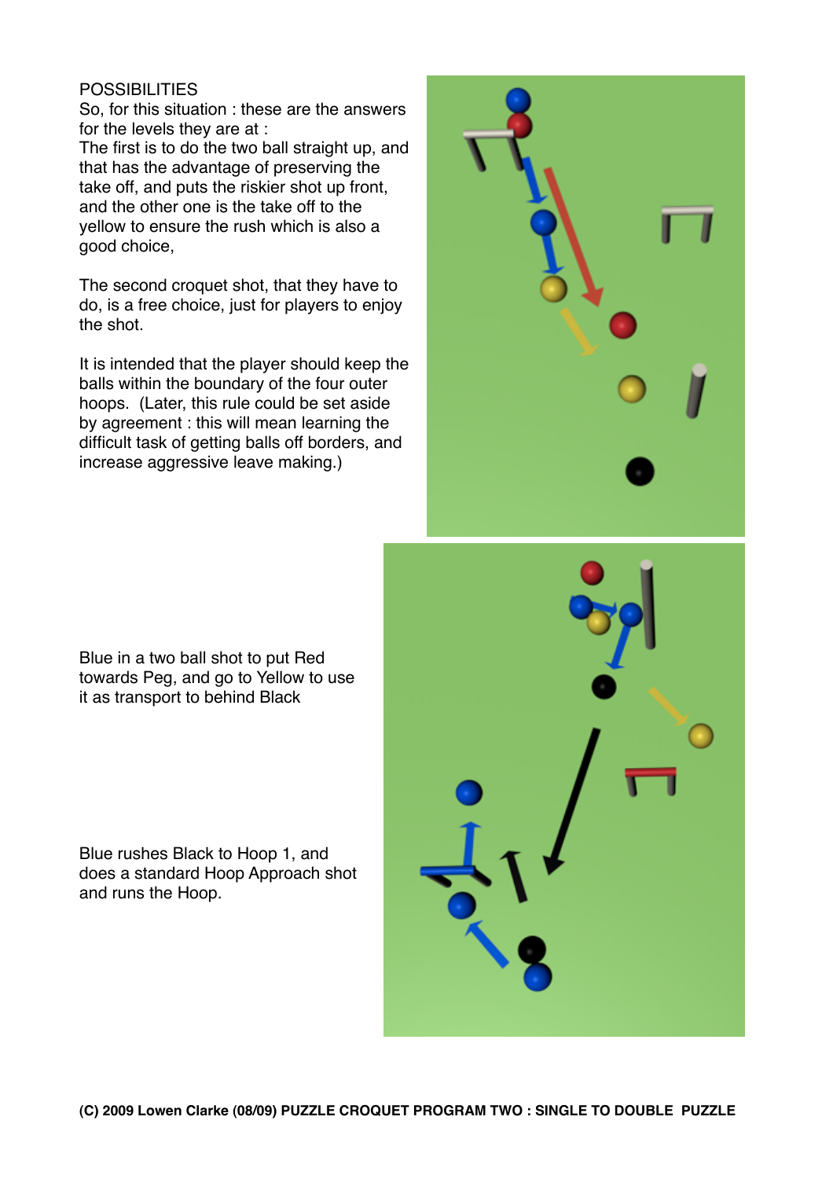POSSIBILITIES

So, for this situation : these are the answers for the levels they are at :

The first is to do the two ball straight up, and that has the advantage of preserving the take off, and puts the riskier shot up front, and the other one is the take off to the yellow to ensure the rush which is also a good choice,

The second croquet shot, that they have to do, is a free choice, just for players to enjoy the shot.

It is intended that the player should keep the balls within the boundary of the four outer hoops. (Later, this rule could be set aside by agreement : this will mean learning the difficult task of getting balls off borders, and increase aggressive leave making.)

Blue in a two ball shot to put Red towards Peg, and go to Yellow to use it as transport to behind Black

Blue rushes Black to Hoop 1, and does a standard Hoop Approach shot and runs the Hoop.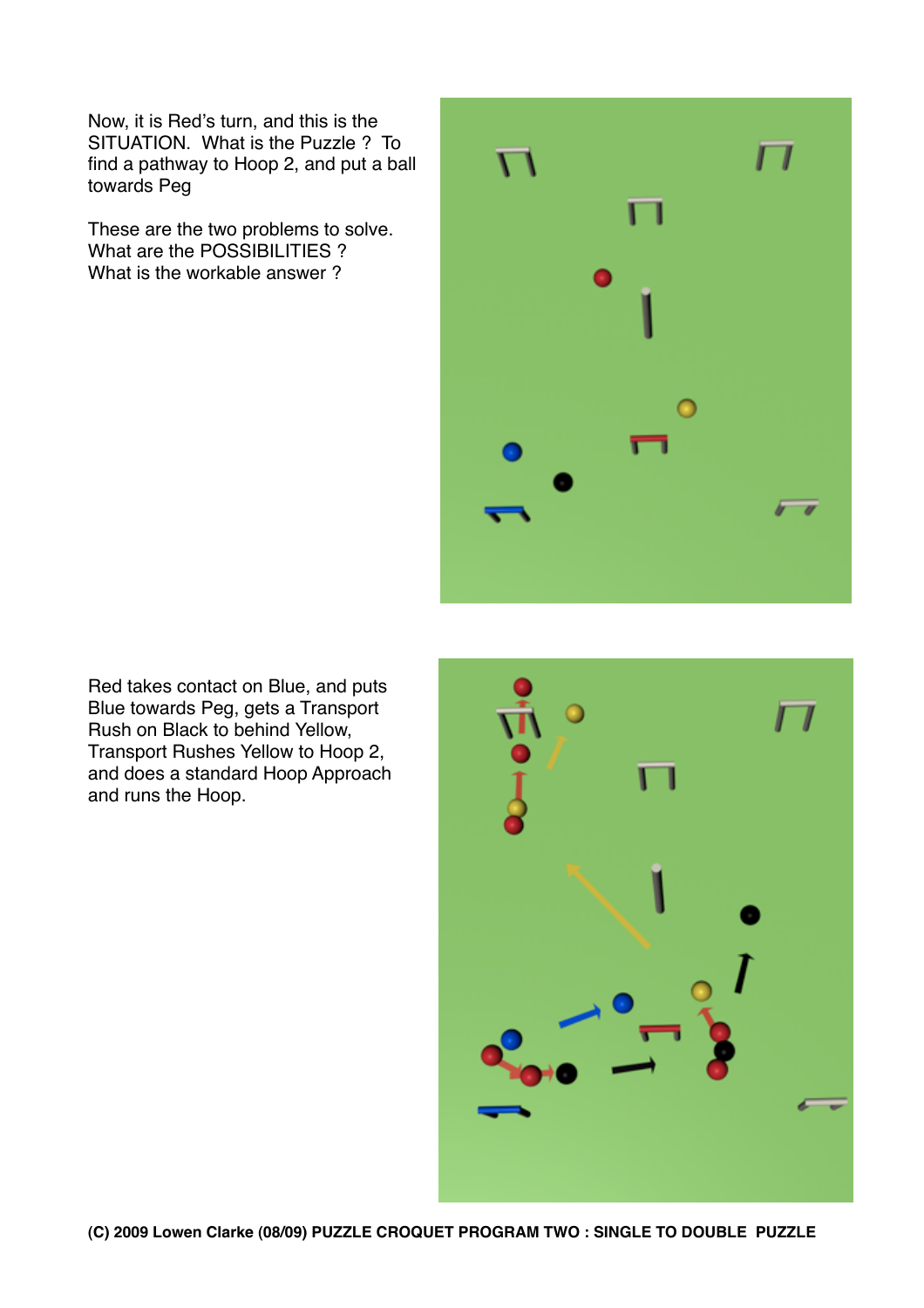Now, it is Red's turn, and this is the SITUATION. What is the Puzzle ? To find a pathway to Hoop 2, and put a ball towards Peg

These are the two problems to solve.
What are the POSSIBILITIES ?
What is the workable answer ?

Red takes contact on Blue, and puts Blue towards Peg, gets a Transport Rush on Black to behind Yellow, Transport Rushes Yellow to Hoop 2, and does a standard Hoop Approach and runs the Hoop.

**(C) 2009 Lowen Clarke (08/09) PUZZLE CROQUET PROGRAM TWO : SINGLE TO DOUBLE PUZZLE**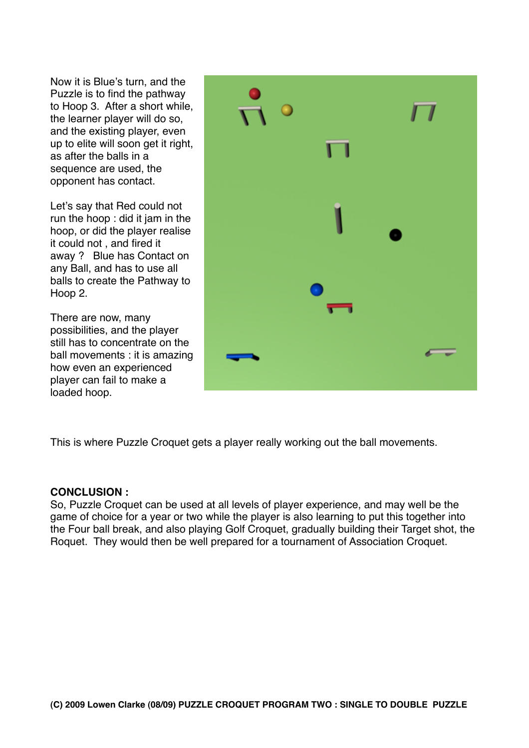Now it is Blue's turn, and the Puzzle is to find the pathway to Hoop 3. After a short while, the learner player will do so, and the existing player, even up to elite will soon get it right, as after the balls in a sequence are used, the opponent has contact.

Let's say that Red could not run the hoop : did it jam in the hoop, or did the player realise it could not , and fired it away ? Blue has Contact on any Ball, and has to use all balls to create the Pathway to Hoop 2.

There are now, many possibilities, and the player still has to concentrate on the ball movements : it is amazing how even an experienced player can fail to make a loaded hoop.

This is where Puzzle Croquet gets a player really working out the ball movements.

**CONCLUSION :**

So, Puzzle Croquet can be used at all levels of player experience, and may well be the game of choice for a year or two while the player is also learning to put this together into the Four ball break, and also playing Golf Croquet, gradually building their Target shot, the Roquet. They would then be well prepared for a tournament of Association Croquet.